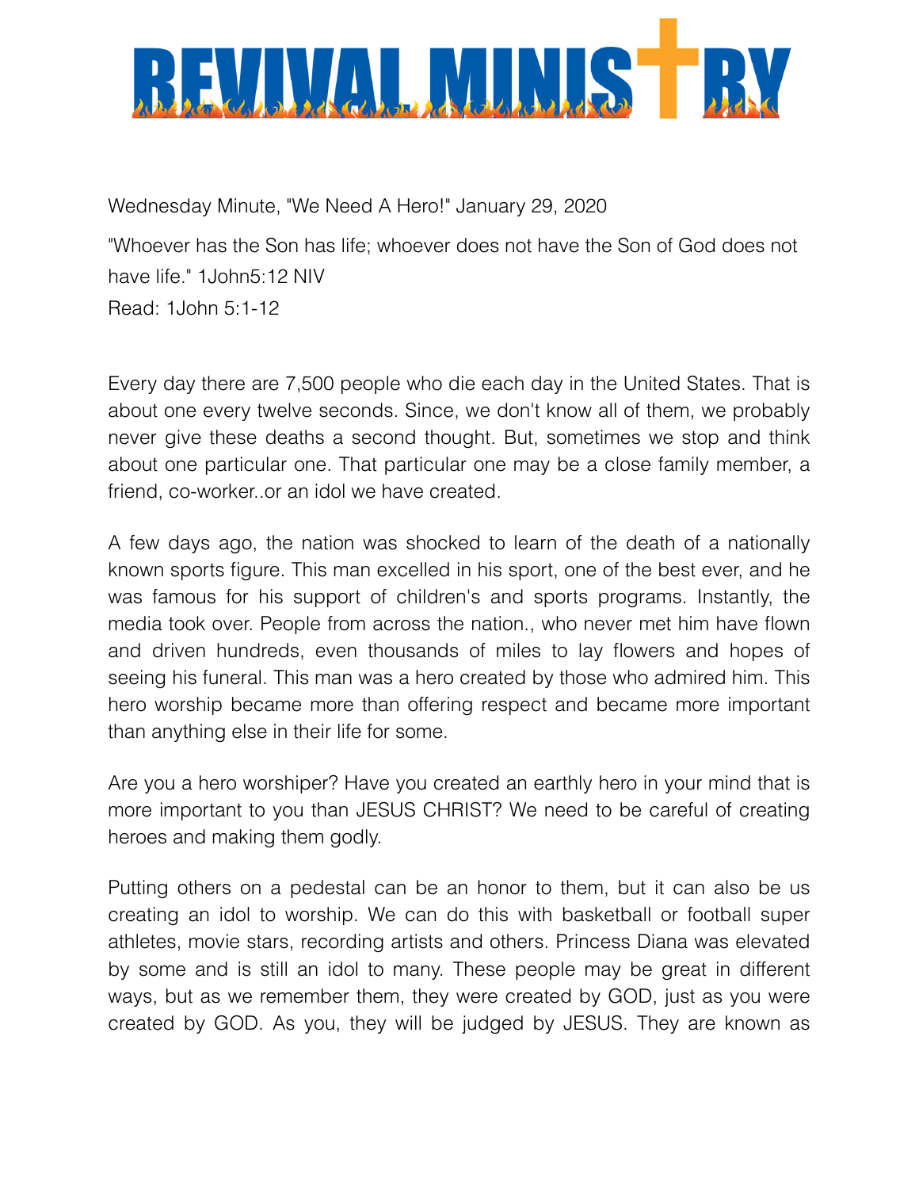# REVIVAL MINISTRY

Wednesday Minute, "We Need A Hero!" January 29, 2020

"Whoever has the Son has life; whoever does not have the Son of God does not have life." 1John5:12 NIV

Read: 1John 5:1-12

Every day there are 7,500 people who die each day in the United States. That is about one every twelve seconds. Since, we don't know all of them, we probably never give these deaths a second thought. But, sometimes we stop and think about one particular one. That particular one may be a close family member, a friend, co-worker..or an idol we have created.

A few days ago, the nation was shocked to learn of the death of a nationally known sports figure. This man excelled in his sport, one of the best ever, and he was famous for his support of children's and sports programs. Instantly, the media took over. People from across the nation., who never met him have flown and driven hundreds, even thousands of miles to lay flowers and hopes of seeing his funeral. This man was a hero created by those who admired him. This hero worship became more than offering respect and became more important than anything else in their life for some.

Are you a hero worshiper? Have you created an earthly hero in your mind that is more important to you than JESUS CHRIST? We need to be careful of creating heroes and making them godly.

Putting others on a pedestal can be an honor to them, but it can also be us creating an idol to worship. We can do this with basketball or football super athletes, movie stars, recording artists and others. Princess Diana was elevated by some and is still an idol to many. These people may be great in different ways, but as we remember them, they were created by GOD, just as you were created by GOD. As you, they will be judged by JESUS. They are known as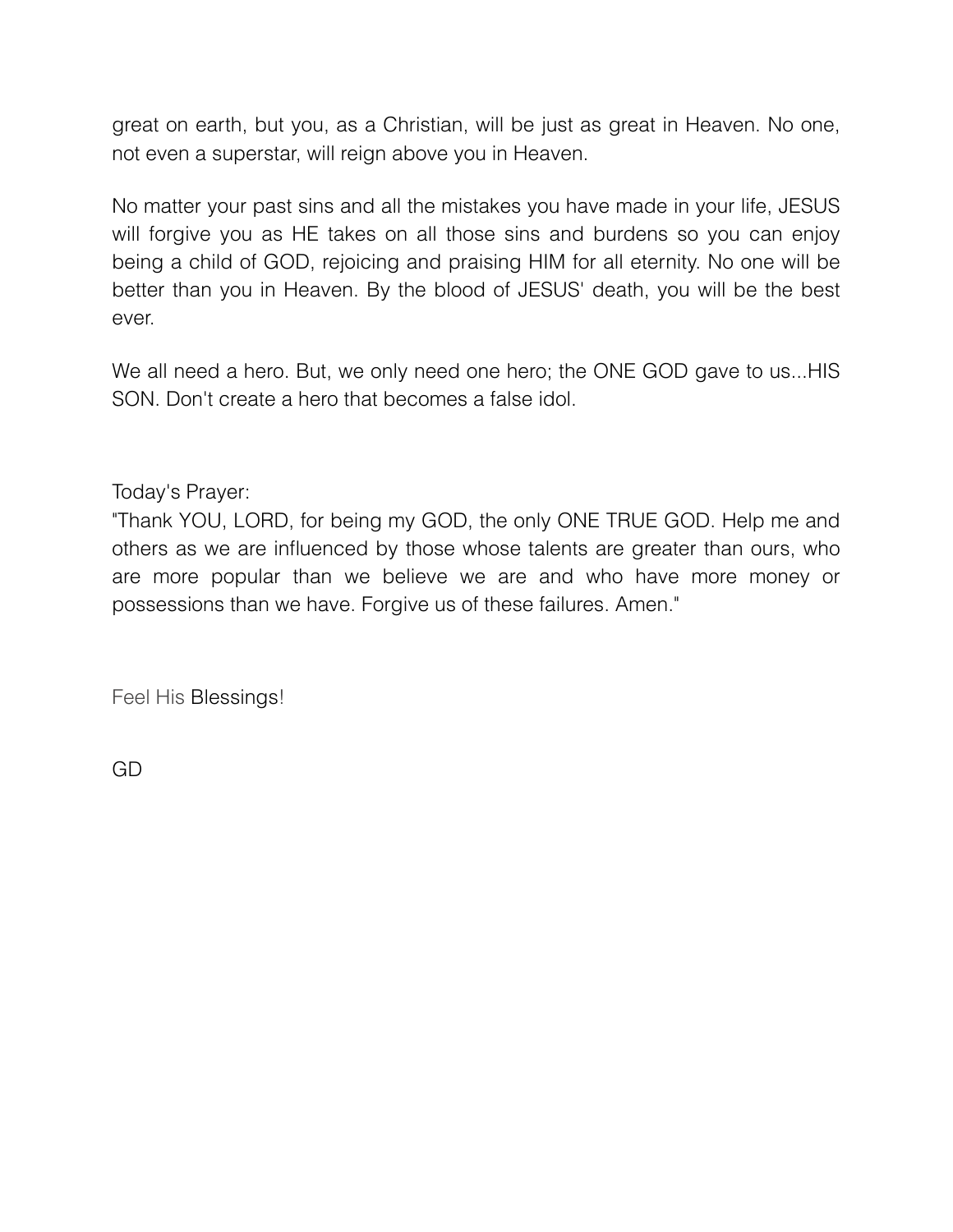great on earth, but you, as a Christian, will be just as great in Heaven. No one, not even a superstar, will reign above you in Heaven.

No matter your past sins and all the mistakes you have made in your life, JESUS will forgive you as HE takes on all those sins and burdens so you can enjoy being a child of GOD, rejoicing and praising HIM for all eternity. No one will be better than you in Heaven. By the blood of JESUS' death, you will be the best ever.

We all need a hero. But, we only need one hero; the ONE GOD gave to us...HIS SON. Don't create a hero that becomes a false idol.

Today's Prayer:
"Thank YOU, LORD, for being my GOD, the only ONE TRUE GOD. Help me and others as we are influenced by those whose talents are greater than ours, who are more popular than we believe we are and who have more money or possessions than we have. Forgive us of these failures. Amen."

Feel His Blessings!

GD